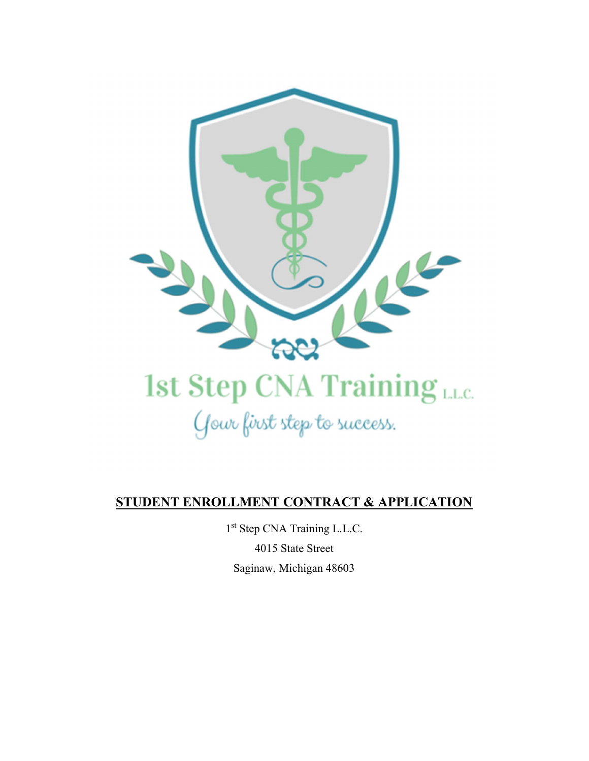1st Step CNA Training L.L.C.

*Your first step to success.*

## STUDENT ENROLLMENT CONTRACT & APPLICATION

1st Step CNA Training L.L.C.

4015 State Street

Saginaw, Michigan 48603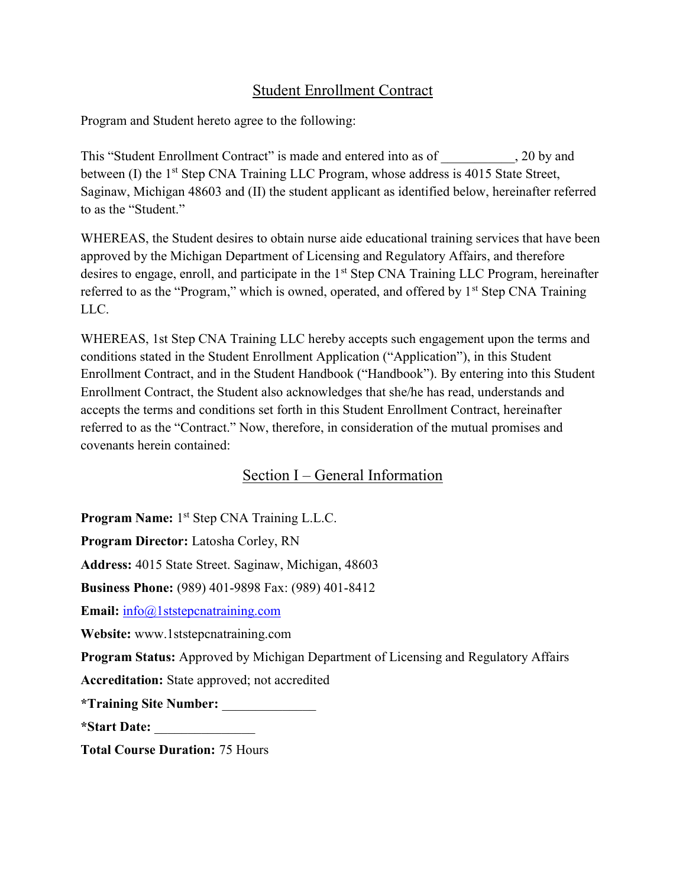# Student Enrollment Contract

Program and Student hereto agree to the following:

This "Student Enrollment Contract" is made and entered into as of ___________, 20 by and between (I) the 1st Step CNA Training LLC Program, whose address is 4015 State Street, Saginaw, Michigan 48603 and (II) the student applicant as identified below, hereinafter referred to as the "Student."

WHEREAS, the Student desires to obtain nurse aide educational training services that have been approved by the Michigan Department of Licensing and Regulatory Affairs, and therefore desires to engage, enroll, and participate in the 1st Step CNA Training LLC Program, hereinafter referred to as the "Program," which is owned, operated, and offered by 1st Step CNA Training LLC.

WHEREAS, 1st Step CNA Training LLC hereby accepts such engagement upon the terms and conditions stated in the Student Enrollment Application ("Application"), in this Student Enrollment Contract, and in the Student Handbook ("Handbook"). By entering into this Student Enrollment Contract, the Student also acknowledges that she/he has read, understands and accepts the terms and conditions set forth in this Student Enrollment Contract, hereinafter referred to as the "Contract." Now, therefore, in consideration of the mutual promises and covenants herein contained:

## Section I – General Information

**Program Name:** 1st Step CNA Training L.L.C.

**Program Director:** Latosha Corley, RN

**Address:** 4015 State Street. Saginaw, Michigan, 48603

**Business Phone:** (989) 401-9898 Fax: (989) 401-8412

**Email:** info@1ststepcnatraining.com

**Website:** www.1ststepcnatraining.com

**Program Status:** Approved by Michigan Department of Licensing and Regulatory Affairs

**Accreditation:** State approved; not accredited

**\*Training Site Number:** ______________

**\*Start Date:** _______________

**Total Course Duration:** 75 Hours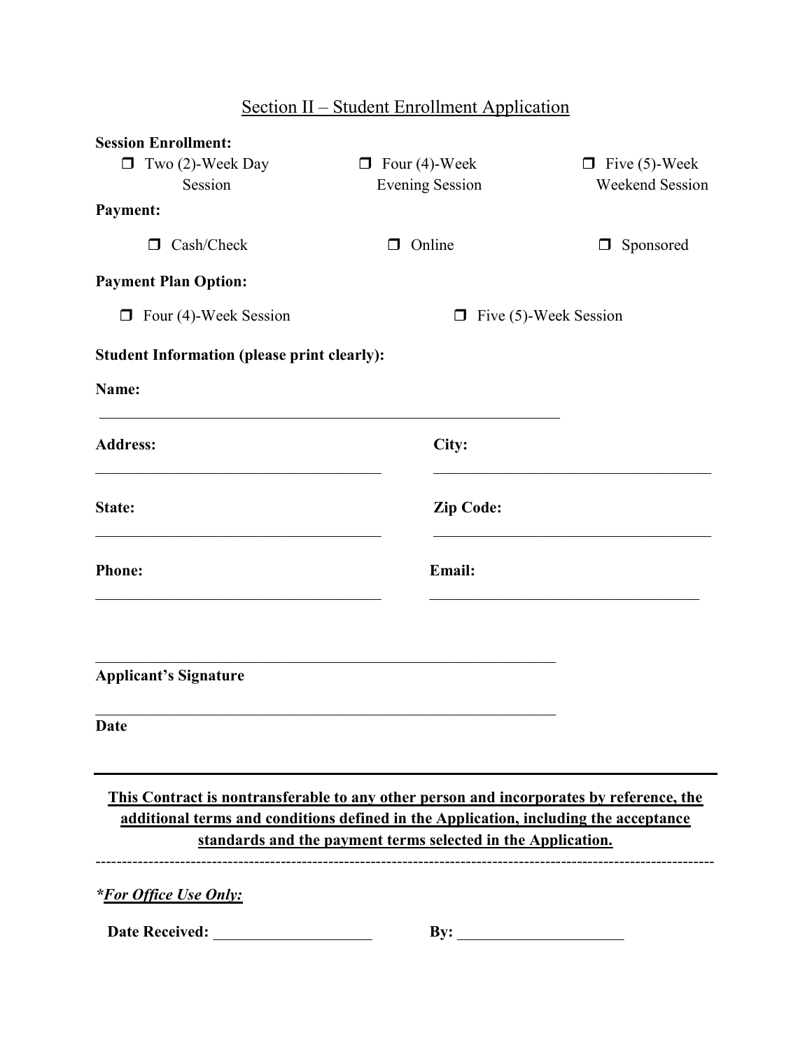## Section II – Student Enrollment Application

**Session Enrollment:**

- ☐ Two (2)-Week Day Session
- ☐ Four (4)-Week Evening Session
- ☐ Five (5)-Week Weekend Session

**Payment:**

- ☐ Cash/Check
- ☐ Online
- ☐ Sponsored

**Payment Plan Option:**

- ☐ Four (4)-Week Session
- ☐ Five (5)-Week Session

**Student Information (please print clearly):**

**Name:**

___________________________________________________________

**Address:** ___________________________________

**City:** ___________________________________

**State:** ___________________________________

**Zip Code:** ___________________________________

**Phone:** ___________________________________

**Email:** ___________________________________

___________________________________________________________

**Applicant's Signature**

___________________________________________________________

**Date**

---

**This Contract is nontransferable to any other person and incorporates by reference, the additional terms and conditions defined in the Application, including the acceptance standards and the payment terms selected in the Application.**

-----------------------------------------------------------------------------------------------------------

***For Office Use Only:***

**Date Received:** ____________________ **By:** ____________________